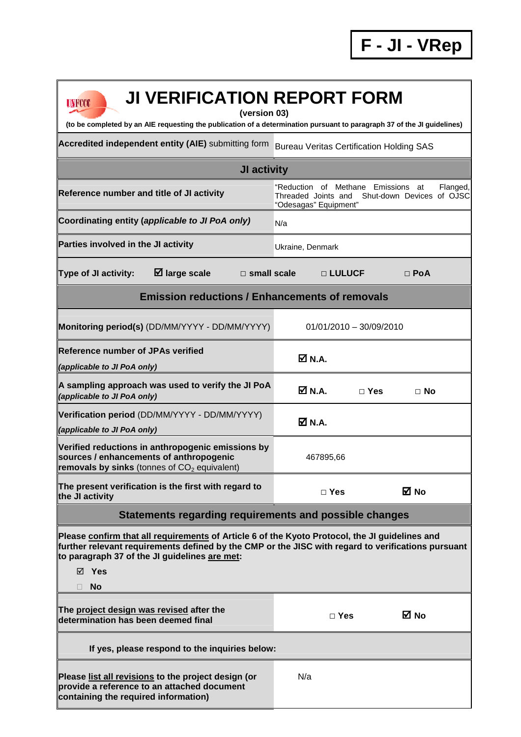# F - JI - VRep

# JI VERIFICATION REPORT FORM

**(version 03)**

**(to be completed by an AIE requesting the publication of a determination pursuant to paragraph 37 of the JI guidelines)**

| | |
|---|---|
| **Accredited independent entity (AIE)** submitting form | Bureau Veritas Certification Holding SAS |
| **JI activity** | |
| **Reference number and title of JI activity** | "Reduction of Methane Emissions at Flanged, Threaded Joints and Shut-down Devices of OJSC "Odesagas" Equipment" |
| **Coordinating entity (*applicable to JI PoA only*)** | N/a |
| **Parties involved in the JI activity** | Ukraine, Denmark |
| **Type of JI activity:** ☑ **large scale** □ **small scale** □ **LULUCF** □ **PoA** | |
| **Emission reductions / Enhancements of removals** | |
| **Monitoring period(s)** (DD/MM/YYYY - DD/MM/YYYY) | 01/01/2010 – 30/09/2010 |
| **Reference number of JPAs verified** *(applicable to JI PoA only)* | ☑ **N.A.** |
| **A sampling approach was used to verify the JI PoA** *(applicable to JI PoA only)* | ☑ **N.A.** □ **Yes** □ **No** |
| **Verification period** (DD/MM/YYYY - DD/MM/YYYY) *(applicable to JI PoA only)* | ☑ **N.A.** |
| **Verified reductions in anthropogenic emissions by sources / enhancements of anthropogenic removals by sinks** (tonnes of $CO_2$ equivalent) | 467895,66 |
| **The present verification is the first with regard to the JI activity** | □ **Yes** ☑ **No** |
| **Statements regarding requirements and possible changes** | |
| **Please confirm that all requirements of Article 6 of the Kyoto Protocol, the JI guidelines and further relevant requirements defined by the CMP or the JISC with regard to verifications pursuant to paragraph 37 of the JI guidelines are met:** ☑ **Yes** □ **No** | |
| **The project design was revised after the determination has been deemed final** | □ **Yes** ☑ **No** |
| **If yes, please respond to the inquiries below:** | |
| **Please list all revisions to the project design (or provide a reference to an attached document containing the required information)** | N/a |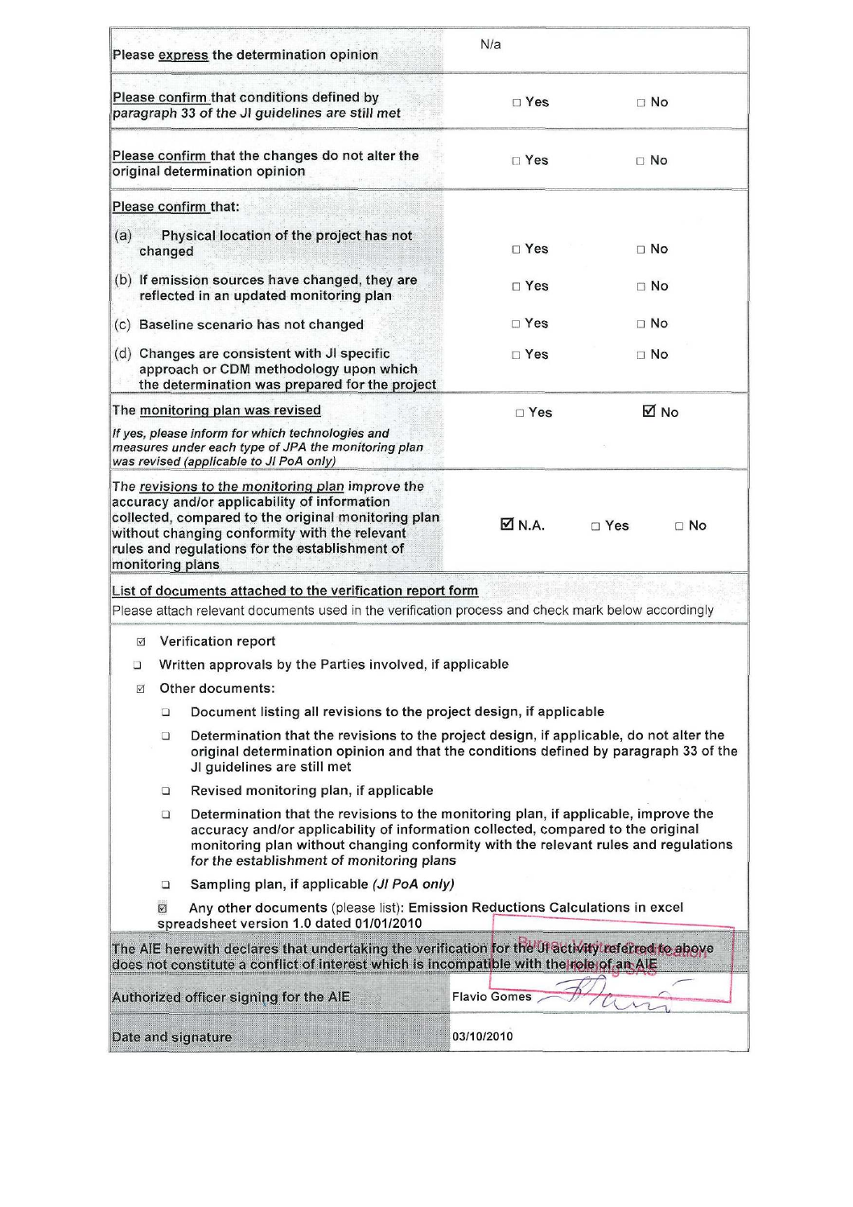| | | | |
|---|---|---|---|
| Please express the determination opinion | N/a | | |
| Please confirm that conditions defined by paragraph 33 of the JI guidelines are still met | □ Yes | □ No | |
| Please confirm that the changes do not alter the original determination opinion | □ Yes | □ No | |
| Please confirm that: | | | |
| (a) Physical location of the project has not changed | □ Yes | □ No | |
| (b) If emission sources have changed, they are reflected in an updated monitoring plan | □ Yes | □ No | |
| (c) Baseline scenario has not changed | □ Yes | □ No | |
| (d) Changes are consistent with JI specific approach or CDM methodology upon which the determination was prepared for the project | □ Yes | □ No | |
| The monitoring plan was revised<br>*If yes, please inform for which technologies and measures under each type of JPA the monitoring plan was revised (applicable to JI PoA only)* | □ Yes | ☑ No | |
| The revisions to the monitoring plan improve the accuracy and/or applicability of information collected, compared to the original monitoring plan without changing conformity with the relevant rules and regulations for the establishment of monitoring plans | ☑ N.A. | □ Yes | □ No |

List of documents attached to the verification report form

Please attach relevant documents used in the verification process and check mark below accordingly

- ☑ Verification report
- □ Written approvals by the Parties involved, if applicable
- ☑ Other documents:
  - □ Document listing all revisions to the project design, if applicable
  - □ Determination that the revisions to the project design, if applicable, do not alter the original determination opinion and that the conditions defined by paragraph 33 of the JI guidelines are still met
  - □ Revised monitoring plan, if applicable
  - □ Determination that the revisions to the monitoring plan, if applicable, improve the accuracy and/or applicability of information collected, compared to the original monitoring plan without changing conformity with the relevant rules and regulations *for the establishment of monitoring plans*
  - □ Sampling plan, if applicable *(JI PoA only)*
  - ☑ Any other documents (please list): **Emission Reductions Calculations in excel spreadsheet version 1.0 dated 01/01/2010**

| | |
|---|---|
| The AIE herewith declares that undertaking the verification for the JI activity referred to above does not constitute a conflict of interest which is incompatible with the role of an AIE | |
| Authorized officer signing for the AIE | Flavio Gomes |
| Date and signature | 03/10/2010 |